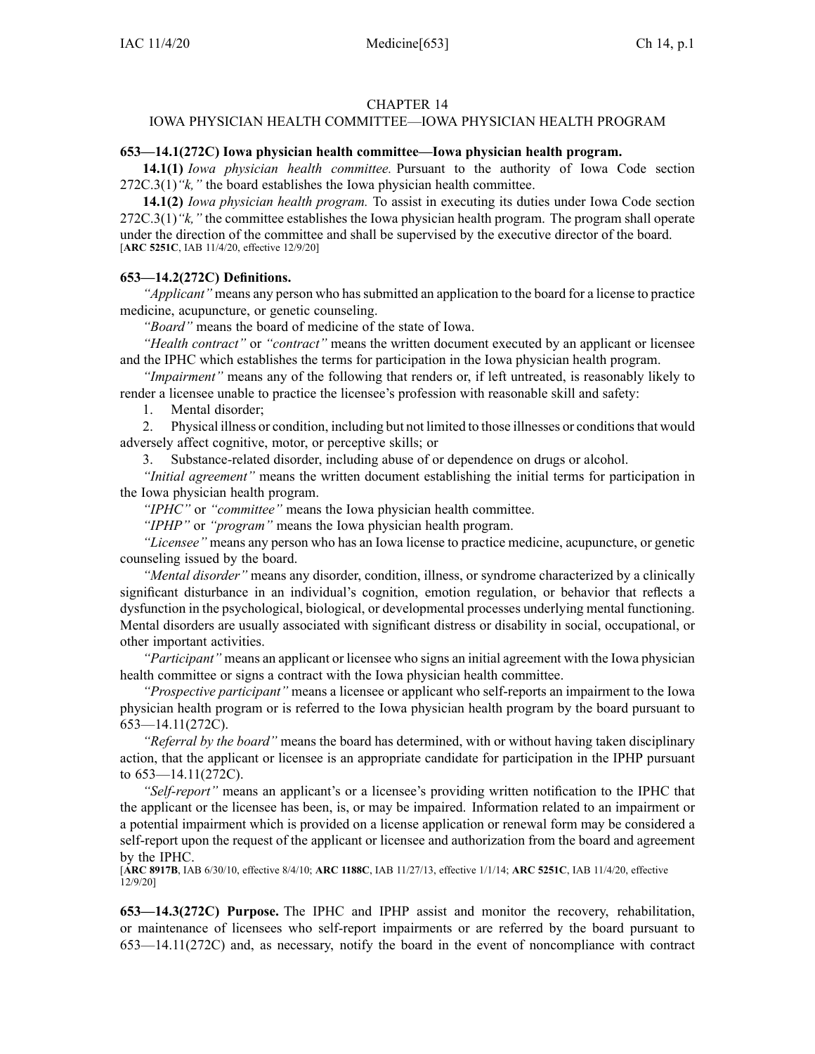# CHAPTER 14

## IOWA PHYSICIAN HEALTH COMMITTEE—IOWA PHYSICIAN HEALTH PROGRAM

**653—14.1(272C) Iowa physician health committee—Iowa physician health program.**

**14.1(1)** *Iowa physician health committee.* Pursuant to the authority of Iowa Code section 272C.3(1)*"k,"* the board establishes the Iowa physician health committee.

**14.1(2)** *Iowa physician health program.* To assist in executing its duties under Iowa Code section 272C.3(1)*"k,"* the committee establishes the Iowa physician health program. The program shall operate under the direction of the committee and shall be supervised by the executive director of the board.
[**ARC 5251C**, IAB 11/4/20, effective 12/9/20]

**653—14.2(272C) Definitions.**

*"Applicant"* means any person who has submitted an application to the board for a license to practice medicine, acupuncture, or genetic counseling.

*"Board"* means the board of medicine of the state of Iowa.

*"Health contract"* or *"contract"* means the written document executed by an applicant or licensee and the IPHC which establishes the terms for participation in the Iowa physician health program.

*"Impairment"* means any of the following that renders or, if left untreated, is reasonably likely to render a licensee unable to practice the licensee's profession with reasonable skill and safety:

1. Mental disorder;
2. Physical illness or condition, including but not limited to those illnesses or conditions that would adversely affect cognitive, motor, or perceptive skills; or
3. Substance-related disorder, including abuse of or dependence on drugs or alcohol.

*"Initial agreement"* means the written document establishing the initial terms for participation in the Iowa physician health program.

*"IPHC"* or *"committee"* means the Iowa physician health committee.

*"IPHP"* or *"program"* means the Iowa physician health program.

*"Licensee"* means any person who has an Iowa license to practice medicine, acupuncture, or genetic counseling issued by the board.

*"Mental disorder"* means any disorder, condition, illness, or syndrome characterized by a clinically significant disturbance in an individual's cognition, emotion regulation, or behavior that reflects a dysfunction in the psychological, biological, or developmental processes underlying mental functioning. Mental disorders are usually associated with significant distress or disability in social, occupational, or other important activities.

*"Participant"* means an applicant or licensee who signs an initial agreement with the Iowa physician health committee or signs a contract with the Iowa physician health committee.

*"Prospective participant"* means a licensee or applicant who self-reports an impairment to the Iowa physician health program or is referred to the Iowa physician health program by the board pursuant to 653—14.11(272C).

*"Referral by the board"* means the board has determined, with or without having taken disciplinary action, that the applicant or licensee is an appropriate candidate for participation in the IPHP pursuant to 653—14.11(272C).

*"Self-report"* means an applicant's or a licensee's providing written notification to the IPHC that the applicant or the licensee has been, is, or may be impaired. Information related to an impairment or a potential impairment which is provided on a license application or renewal form may be considered a self-report upon the request of the applicant or licensee and authorization from the board and agreement by the IPHC.
[**ARC 8917B**, IAB 6/30/10, effective 8/4/10; **ARC 1188C**, IAB 11/27/13, effective 1/1/14; **ARC 5251C**, IAB 11/4/20, effective 12/9/20]

**653—14.3(272C) Purpose.** The IPHC and IPHP assist and monitor the recovery, rehabilitation, or maintenance of licensees who self-report impairments or are referred by the board pursuant to 653—14.11(272C) and, as necessary, notify the board in the event of noncompliance with contract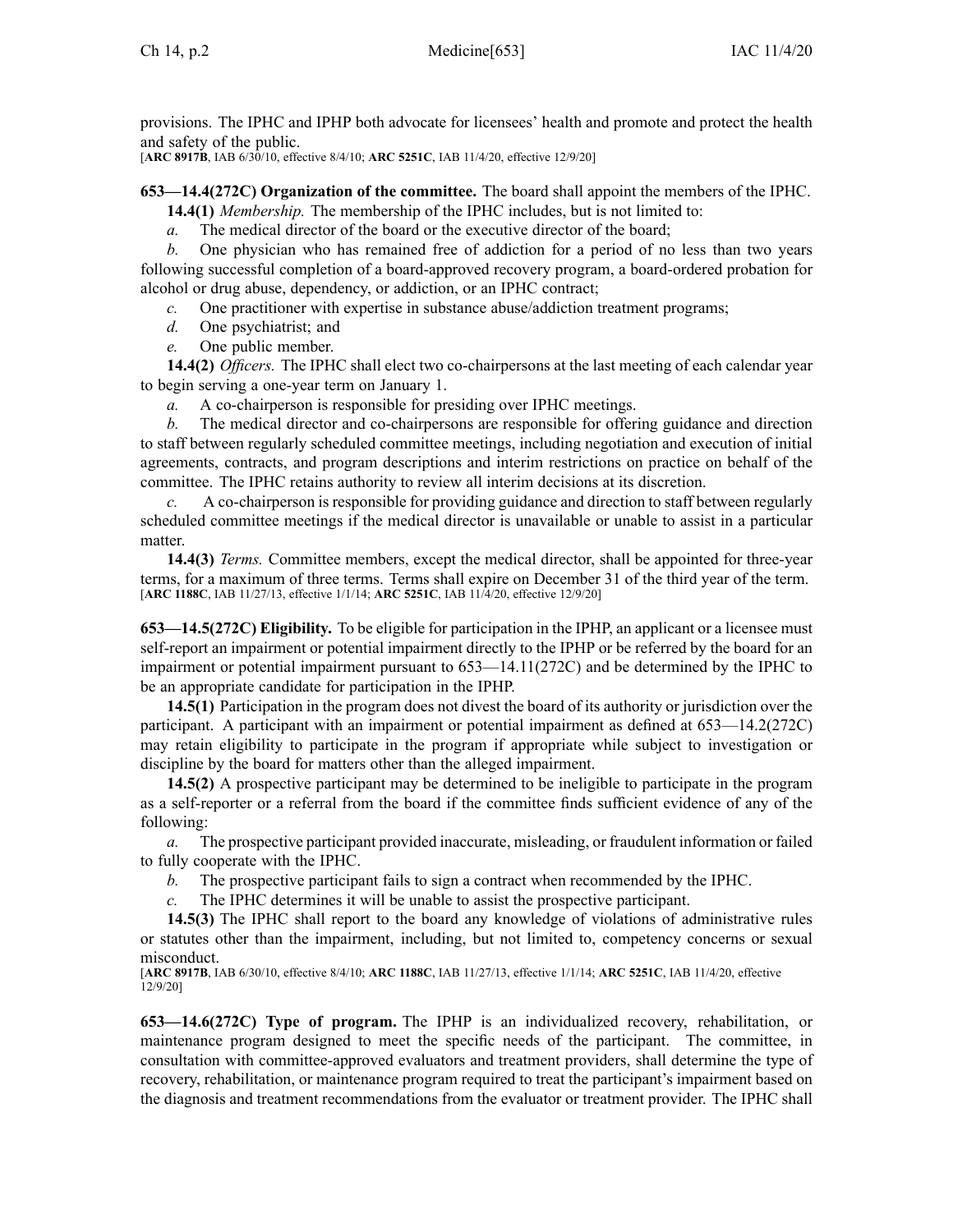provisions. The IPHC and IPHP both advocate for licensees' health and promote and protect the health and safety of the public.
[**ARC 8917B**, IAB 6/30/10, effective 8/4/10; **ARC 5251C**, IAB 11/4/20, effective 12/9/20]

**653—14.4(272C) Organization of the committee.** The board shall appoint the members of the IPHC.

**14.4(1)** *Membership.* The membership of the IPHC includes, but is not limited to:

*a.* The medical director of the board or the executive director of the board;

*b.* One physician who has remained free of addiction for a period of no less than two years following successful completion of a board-approved recovery program, a board-ordered probation for alcohol or drug abuse, dependency, or addiction, or an IPHC contract;

*c.* One practitioner with expertise in substance abuse/addiction treatment programs;

*d.* One psychiatrist; and

*e.* One public member.

**14.4(2)** *Officers.* The IPHC shall elect two co-chairpersons at the last meeting of each calendar year to begin serving a one-year term on January 1.

*a.* A co-chairperson is responsible for presiding over IPHC meetings.

*b.* The medical director and co-chairpersons are responsible for offering guidance and direction to staff between regularly scheduled committee meetings, including negotiation and execution of initial agreements, contracts, and program descriptions and interim restrictions on practice on behalf of the committee. The IPHC retains authority to review all interim decisions at its discretion.

*c.* A co-chairperson is responsible for providing guidance and direction to staff between regularly scheduled committee meetings if the medical director is unavailable or unable to assist in a particular matter.

**14.4(3)** *Terms.* Committee members, except the medical director, shall be appointed for three-year terms, for a maximum of three terms. Terms shall expire on December 31 of the third year of the term.
[**ARC 1188C**, IAB 11/27/13, effective 1/1/14; **ARC 5251C**, IAB 11/4/20, effective 12/9/20]

**653—14.5(272C) Eligibility.** To be eligible for participation in the IPHP, an applicant or a licensee must self-report an impairment or potential impairment directly to the IPHP or be referred by the board for an impairment or potential impairment pursuant to 653—14.11(272C) and be determined by the IPHC to be an appropriate candidate for participation in the IPHP.

**14.5(1)** Participation in the program does not divest the board of its authority or jurisdiction over the participant. A participant with an impairment or potential impairment as defined at 653—14.2(272C) may retain eligibility to participate in the program if appropriate while subject to investigation or discipline by the board for matters other than the alleged impairment.

**14.5(2)** A prospective participant may be determined to be ineligible to participate in the program as a self-reporter or a referral from the board if the committee finds sufficient evidence of any of the following:

*a.* The prospective participant provided inaccurate, misleading, or fraudulent information or failed to fully cooperate with the IPHC.

*b.* The prospective participant fails to sign a contract when recommended by the IPHC.

*c.* The IPHC determines it will be unable to assist the prospective participant.

**14.5(3)** The IPHC shall report to the board any knowledge of violations of administrative rules or statutes other than the impairment, including, but not limited to, competency concerns or sexual misconduct.
[**ARC 8917B**, IAB 6/30/10, effective 8/4/10; **ARC 1188C**, IAB 11/27/13, effective 1/1/14; **ARC 5251C**, IAB 11/4/20, effective 12/9/20]

**653—14.6(272C) Type of program.** The IPHP is an individualized recovery, rehabilitation, or maintenance program designed to meet the specific needs of the participant. The committee, in consultation with committee-approved evaluators and treatment providers, shall determine the type of recovery, rehabilitation, or maintenance program required to treat the participant's impairment based on the diagnosis and treatment recommendations from the evaluator or treatment provider. The IPHC shall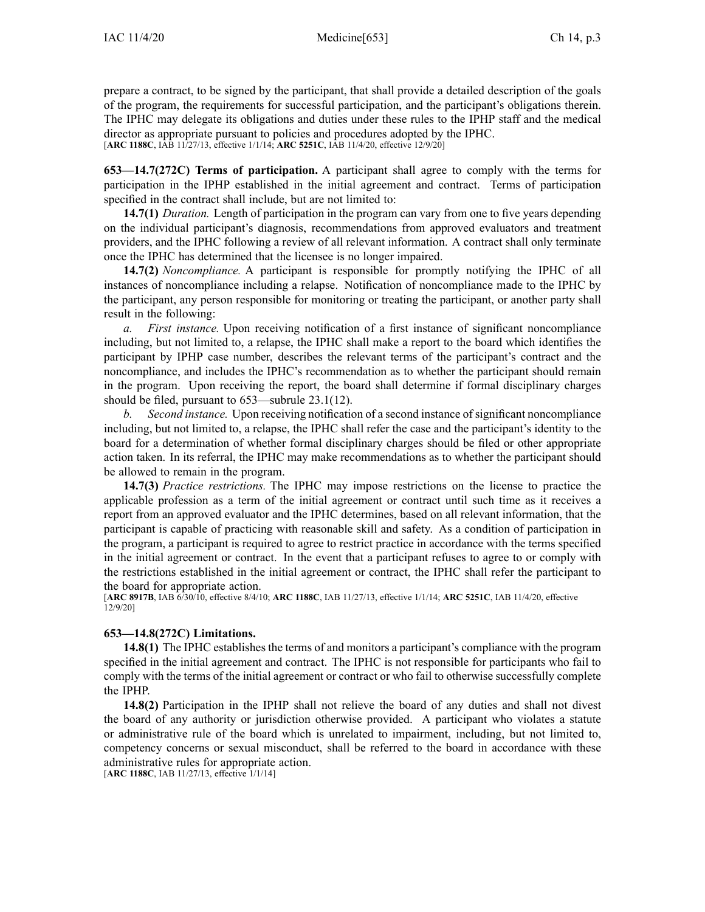prepare a contract, to be signed by the participant, that shall provide a detailed description of the goals of the program, the requirements for successful participation, and the participant's obligations therein. The IPHC may delegate its obligations and duties under these rules to the IPHP staff and the medical director as appropriate pursuant to policies and procedures adopted by the IPHC.

[**ARC 1188C**, IAB 11/27/13, effective 1/1/14; **ARC 5251C**, IAB 11/4/20, effective 12/9/20]

**653—14.7(272C) Terms of participation.** A participant shall agree to comply with the terms for participation in the IPHP established in the initial agreement and contract. Terms of participation specified in the contract shall include, but are not limited to:

**14.7(1)** *Duration.* Length of participation in the program can vary from one to five years depending on the individual participant's diagnosis, recommendations from approved evaluators and treatment providers, and the IPHC following a review of all relevant information. A contract shall only terminate once the IPHC has determined that the licensee is no longer impaired.

**14.7(2)** *Noncompliance.* A participant is responsible for promptly notifying the IPHC of all instances of noncompliance including a relapse. Notification of noncompliance made to the IPHC by the participant, any person responsible for monitoring or treating the participant, or another party shall result in the following:

*a. First instance.* Upon receiving notification of a first instance of significant noncompliance including, but not limited to, a relapse, the IPHC shall make a report to the board which identifies the participant by IPHP case number, describes the relevant terms of the participant's contract and the noncompliance, and includes the IPHC's recommendation as to whether the participant should remain in the program. Upon receiving the report, the board shall determine if formal disciplinary charges should be filed, pursuant to 653—subrule 23.1(12).

*b. Second instance.* Upon receiving notification of a second instance of significant noncompliance including, but not limited to, a relapse, the IPHC shall refer the case and the participant's identity to the board for a determination of whether formal disciplinary charges should be filed or other appropriate action taken. In its referral, the IPHC may make recommendations as to whether the participant should be allowed to remain in the program.

**14.7(3)** *Practice restrictions.* The IPHC may impose restrictions on the license to practice the applicable profession as a term of the initial agreement or contract until such time as it receives a report from an approved evaluator and the IPHC determines, based on all relevant information, that the participant is capable of practicing with reasonable skill and safety. As a condition of participation in the program, a participant is required to agree to restrict practice in accordance with the terms specified in the initial agreement or contract. In the event that a participant refuses to agree to or comply with the restrictions established in the initial agreement or contract, the IPHC shall refer the participant to the board for appropriate action.

[**ARC 8917B**, IAB 6/30/10, effective 8/4/10; **ARC 1188C**, IAB 11/27/13, effective 1/1/14; **ARC 5251C**, IAB 11/4/20, effective 12/9/20]

**653—14.8(272C) Limitations.**

**14.8(1)** The IPHC establishes the terms of and monitors a participant's compliance with the program specified in the initial agreement and contract. The IPHC is not responsible for participants who fail to comply with the terms of the initial agreement or contract or who fail to otherwise successfully complete the IPHP.

**14.8(2)** Participation in the IPHP shall not relieve the board of any duties and shall not divest the board of any authority or jurisdiction otherwise provided. A participant who violates a statute or administrative rule of the board which is unrelated to impairment, including, but not limited to, competency concerns or sexual misconduct, shall be referred to the board in accordance with these administrative rules for appropriate action.

[**ARC 1188C**, IAB 11/27/13, effective 1/1/14]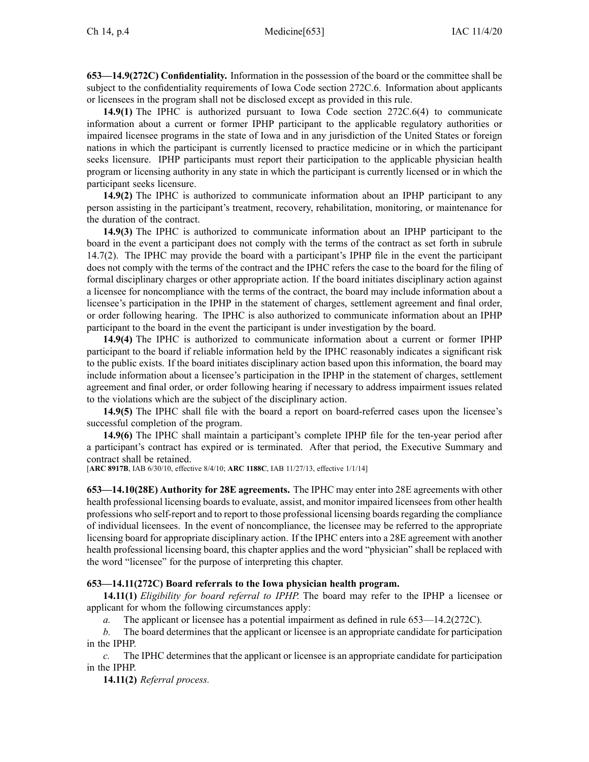**653—14.9(272C) Confidentiality.** Information in the possession of the board or the committee shall be subject to the confidentiality requirements of Iowa Code section 272C.6. Information about applicants or licensees in the program shall not be disclosed except as provided in this rule.

**14.9(1)** The IPHC is authorized pursuant to Iowa Code section 272C.6(4) to communicate information about a current or former IPHP participant to the applicable regulatory authorities or impaired licensee programs in the state of Iowa and in any jurisdiction of the United States or foreign nations in which the participant is currently licensed to practice medicine or in which the participant seeks licensure. IPHP participants must report their participation to the applicable physician health program or licensing authority in any state in which the participant is currently licensed or in which the participant seeks licensure.

**14.9(2)** The IPHC is authorized to communicate information about an IPHP participant to any person assisting in the participant's treatment, recovery, rehabilitation, monitoring, or maintenance for the duration of the contract.

**14.9(3)** The IPHC is authorized to communicate information about an IPHP participant to the board in the event a participant does not comply with the terms of the contract as set forth in subrule 14.7(2). The IPHC may provide the board with a participant's IPHP file in the event the participant does not comply with the terms of the contract and the IPHC refers the case to the board for the filing of formal disciplinary charges or other appropriate action. If the board initiates disciplinary action against a licensee for noncompliance with the terms of the contract, the board may include information about a licensee's participation in the IPHP in the statement of charges, settlement agreement and final order, or order following hearing. The IPHC is also authorized to communicate information about an IPHP participant to the board in the event the participant is under investigation by the board.

**14.9(4)** The IPHC is authorized to communicate information about a current or former IPHP participant to the board if reliable information held by the IPHC reasonably indicates a significant risk to the public exists. If the board initiates disciplinary action based upon this information, the board may include information about a licensee's participation in the IPHP in the statement of charges, settlement agreement and final order, or order following hearing if necessary to address impairment issues related to the violations which are the subject of the disciplinary action.

**14.9(5)** The IPHC shall file with the board a report on board-referred cases upon the licensee's successful completion of the program.

**14.9(6)** The IPHC shall maintain a participant's complete IPHP file for the ten-year period after a participant's contract has expired or is terminated. After that period, the Executive Summary and contract shall be retained.

[**ARC 8917B**, IAB 6/30/10, effective 8/4/10; **ARC 1188C**, IAB 11/27/13, effective 1/1/14]

**653—14.10(28E) Authority for 28E agreements.** The IPHC may enter into 28E agreements with other health professional licensing boards to evaluate, assist, and monitor impaired licensees from other health professions who self-report and to report to those professional licensing boards regarding the compliance of individual licensees. In the event of noncompliance, the licensee may be referred to the appropriate licensing board for appropriate disciplinary action. If the IPHC enters into a 28E agreement with another health professional licensing board, this chapter applies and the word "physician" shall be replaced with the word "licensee" for the purpose of interpreting this chapter.

**653—14.11(272C) Board referrals to the Iowa physician health program.**

**14.11(1)** *Eligibility for board referral to IPHP.* The board may refer to the IPHP a licensee or applicant for whom the following circumstances apply:

*a.* The applicant or licensee has a potential impairment as defined in rule 653—14.2(272C).

*b.* The board determines that the applicant or licensee is an appropriate candidate for participation in the IPHP.

*c.* The IPHC determines that the applicant or licensee is an appropriate candidate for participation in the IPHP.

**14.11(2)** *Referral process.*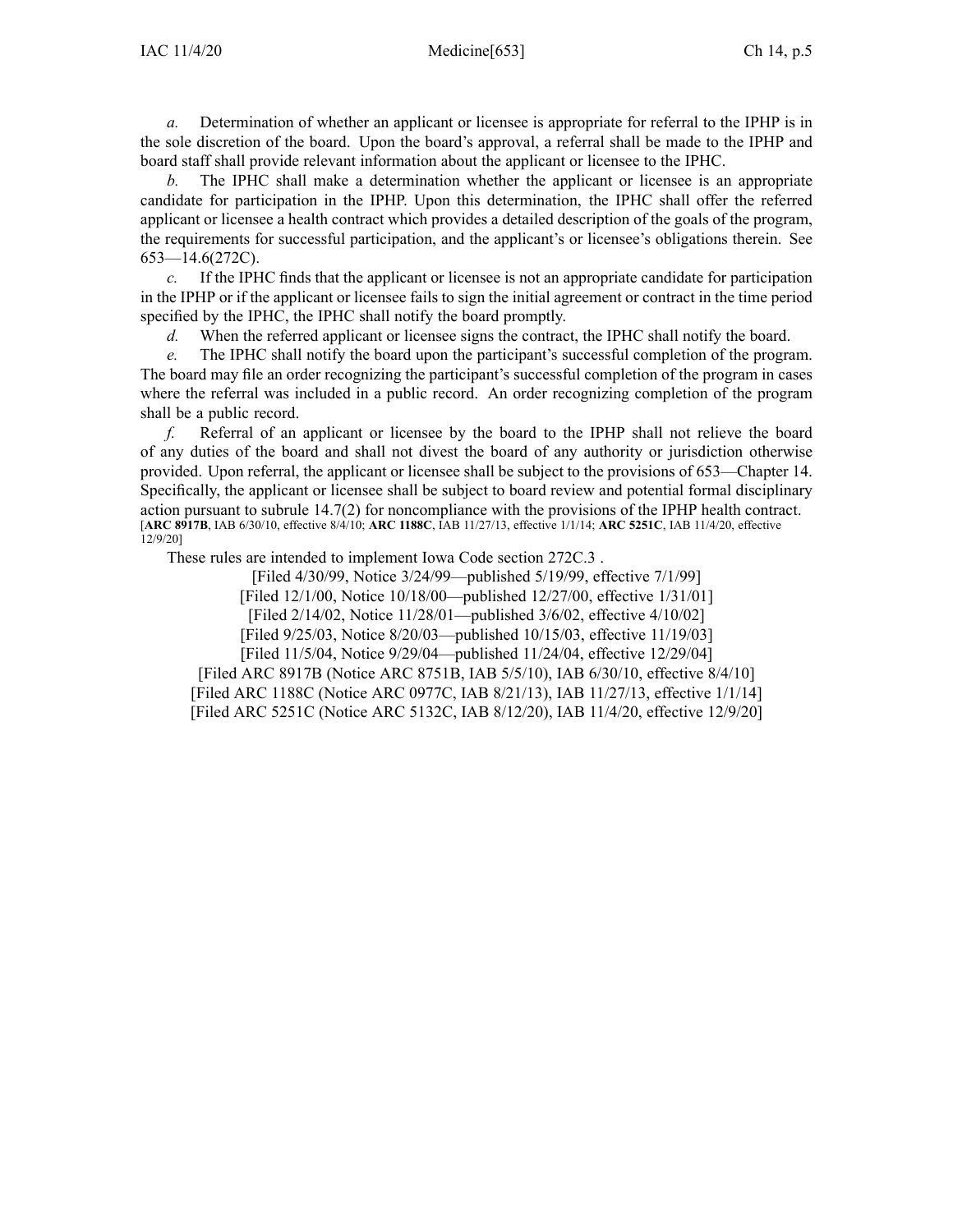*a.* Determination of whether an applicant or licensee is appropriate for referral to the IPHP is in the sole discretion of the board. Upon the board's approval, a referral shall be made to the IPHP and board staff shall provide relevant information about the applicant or licensee to the IPHC.

*b.* The IPHC shall make a determination whether the applicant or licensee is an appropriate candidate for participation in the IPHP. Upon this determination, the IPHC shall offer the referred applicant or licensee a health contract which provides a detailed description of the goals of the program, the requirements for successful participation, and the applicant's or licensee's obligations therein. See 653—14.6(272C).

*c.* If the IPHC finds that the applicant or licensee is not an appropriate candidate for participation in the IPHP or if the applicant or licensee fails to sign the initial agreement or contract in the time period specified by the IPHC, the IPHC shall notify the board promptly.

*d.* When the referred applicant or licensee signs the contract, the IPHC shall notify the board.

*e.* The IPHC shall notify the board upon the participant's successful completion of the program. The board may file an order recognizing the participant's successful completion of the program in cases where the referral was included in a public record. An order recognizing completion of the program shall be a public record.

*f.* Referral of an applicant or licensee by the board to the IPHP shall not relieve the board of any duties of the board and shall not divest the board of any authority or jurisdiction otherwise provided. Upon referral, the applicant or licensee shall be subject to the provisions of 653—Chapter 14. Specifically, the applicant or licensee shall be subject to board review and potential formal disciplinary action pursuant to subrule 14.7(2) for noncompliance with the provisions of the IPHP health contract.
[**ARC 8917B**, IAB 6/30/10, effective 8/4/10; **ARC 1188C**, IAB 11/27/13, effective 1/1/14; **ARC 5251C**, IAB 11/4/20, effective 12/9/20]

These rules are intended to implement Iowa Code section 272C.3 .

[Filed 4/30/99, Notice 3/24/99—published 5/19/99, effective 7/1/99]
[Filed 12/1/00, Notice 10/18/00—published 12/27/00, effective 1/31/01]
[Filed 2/14/02, Notice 11/28/01—published 3/6/02, effective 4/10/02]
[Filed 9/25/03, Notice 8/20/03—published 10/15/03, effective 11/19/03]
[Filed 11/5/04, Notice 9/29/04—published 11/24/04, effective 12/29/04]
[Filed ARC 8917B (Notice ARC 8751B, IAB 5/5/10), IAB 6/30/10, effective 8/4/10]
[Filed ARC 1188C (Notice ARC 0977C, IAB 8/21/13), IAB 11/27/13, effective 1/1/14]
[Filed ARC 5251C (Notice ARC 5132C, IAB 8/12/20), IAB 11/4/20, effective 12/9/20]